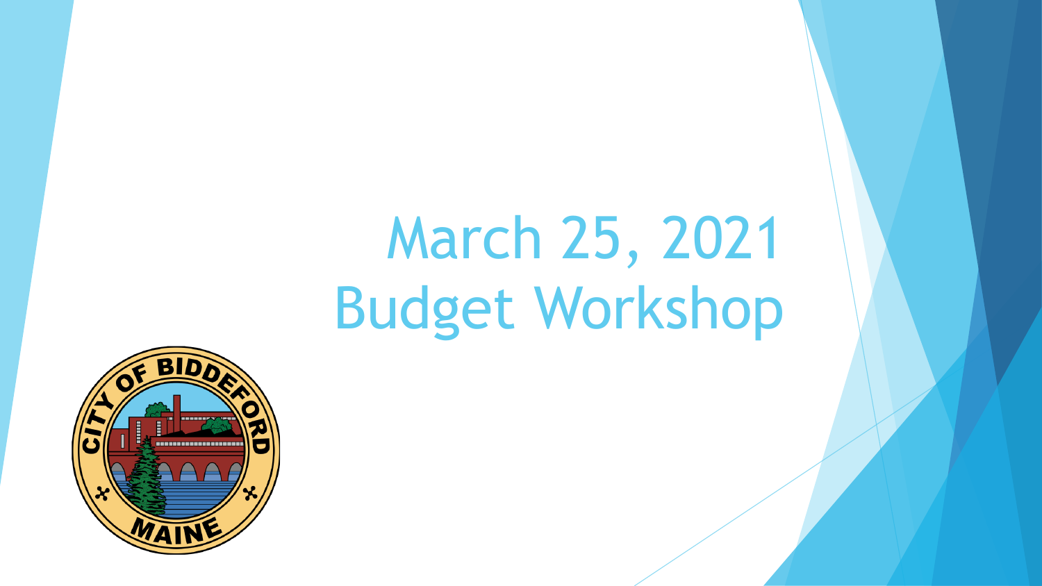# March 25, 2021
# Budget Workshop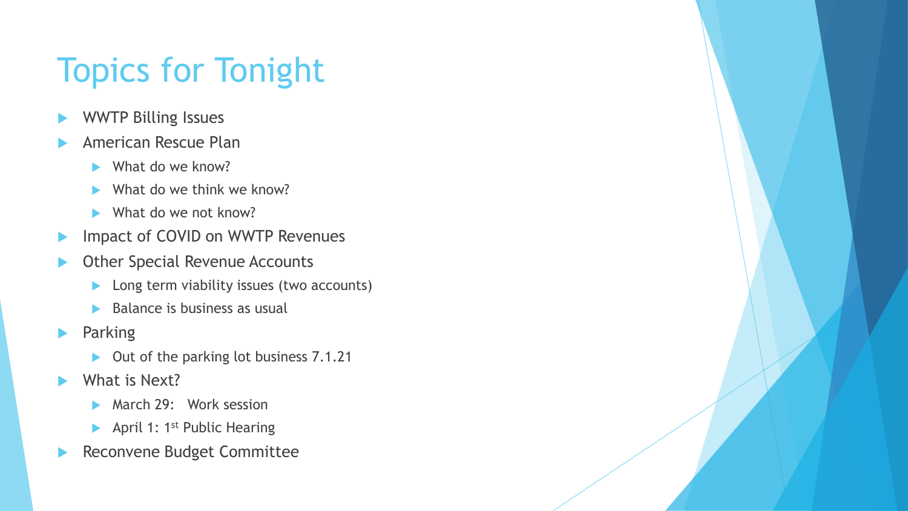# Topics for Tonight

- WWTP Billing Issues
- American Rescue Plan
  - What do we know?
  - What do we think we know?
  - What do we not know?
- Impact of COVID on WWTP Revenues
- Other Special Revenue Accounts
  - Long term viability issues (two accounts)
  - Balance is business as usual
- Parking
  - Out of the parking lot business 7.1.21
- What is Next?
  - March 29: Work session
  - April 1: 1st Public Hearing
- Reconvene Budget Committee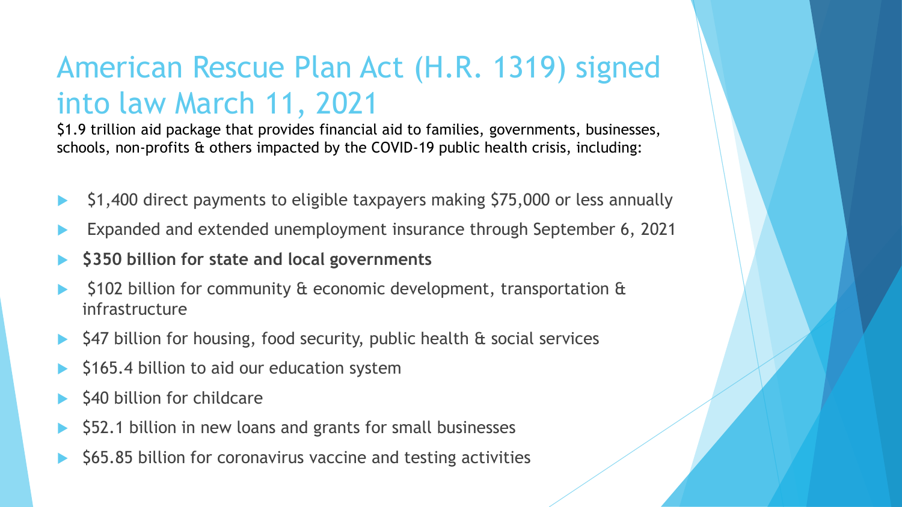# American Rescue Plan Act (H.R. 1319) signed into law March 11, 2021

$1.9 trillion aid package that provides financial aid to families, governments, businesses, schools, non-profits & others impacted by the COVID-19 public health crisis, including:

- $1,400 direct payments to eligible taxpayers making $75,000 or less annually
- Expanded and extended unemployment insurance through September 6, 2021
- **$350 billion for state and local governments**
- $102 billion for community & economic development, transportation & infrastructure
- $47 billion for housing, food security, public health & social services
- $165.4 billion to aid our education system
- $40 billion for childcare
- $52.1 billion in new loans and grants for small businesses
- $65.85 billion for coronavirus vaccine and testing activities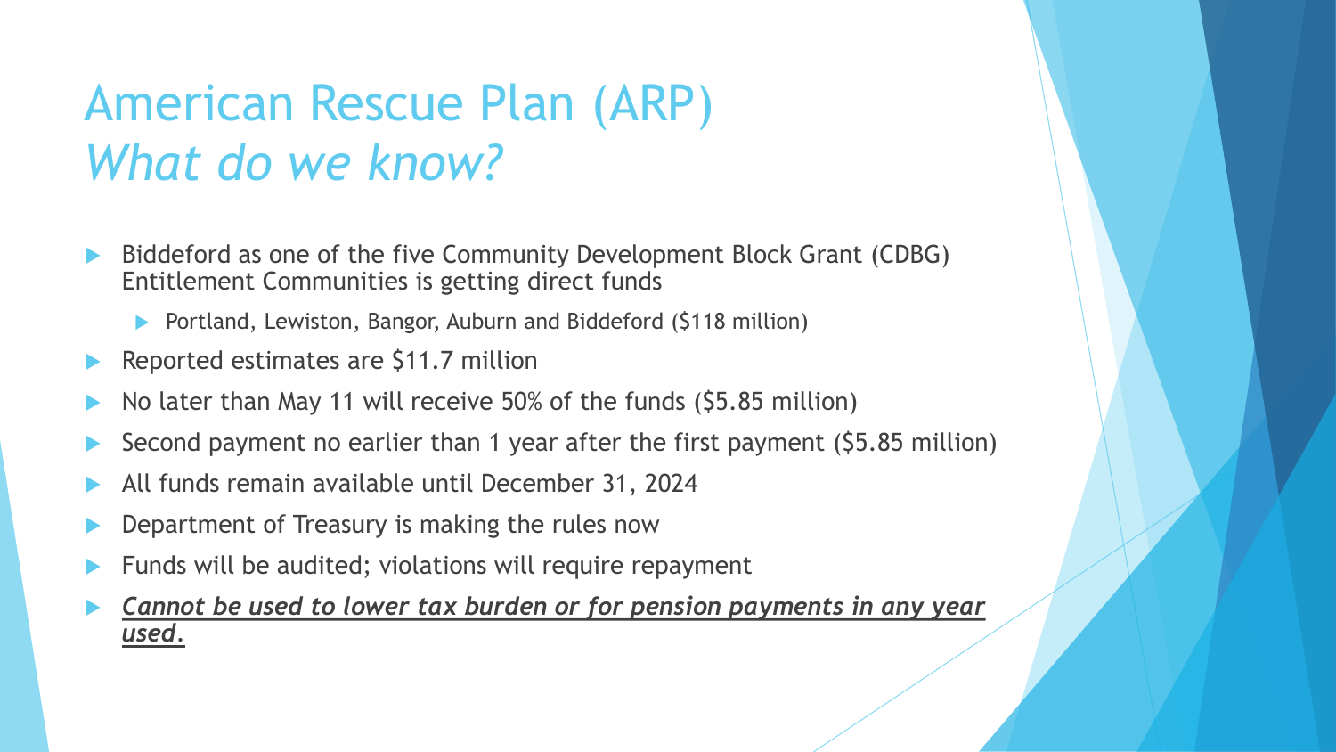# American Rescue Plan (ARP)
## *What do we know?*

- Biddeford as one of the five Community Development Block Grant (CDBG) Entitlement Communities is getting direct funds
  - Portland, Lewiston, Bangor, Auburn and Biddeford ($118 million)
- Reported estimates are $11.7 million
- No later than May 11 will receive 50% of the funds ($5.85 million)
- Second payment no earlier than 1 year after the first payment ($5.85 million)
- All funds remain available until December 31, 2024
- Department of Treasury is making the rules now
- Funds will be audited; violations will require repayment
- ***<u>Cannot be used to lower tax burden or for pension payments in any year used.</u>***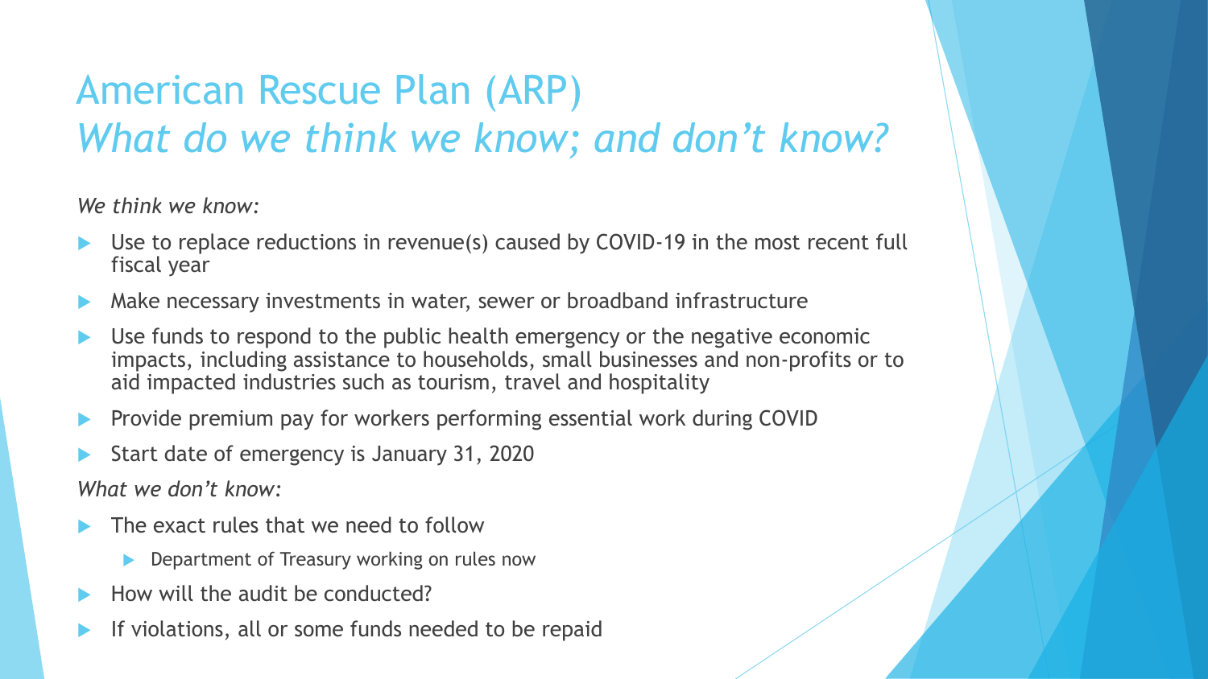# American Rescue Plan (ARP)
## *What do we think we know; and don't know?*

*We think we know:*

- Use to replace reductions in revenue(s) caused by COVID-19 in the most recent full fiscal year
- Make necessary investments in water, sewer or broadband infrastructure
- Use funds to respond to the public health emergency or the negative economic impacts, including assistance to households, small businesses and non-profits or to aid impacted industries such as tourism, travel and hospitality
- Provide premium pay for workers performing essential work during COVID
- Start date of emergency is January 31, 2020

*What we don't know:*

- The exact rules that we need to follow
  - Department of Treasury working on rules now
- How will the audit be conducted?
- If violations, all or some funds needed to be repaid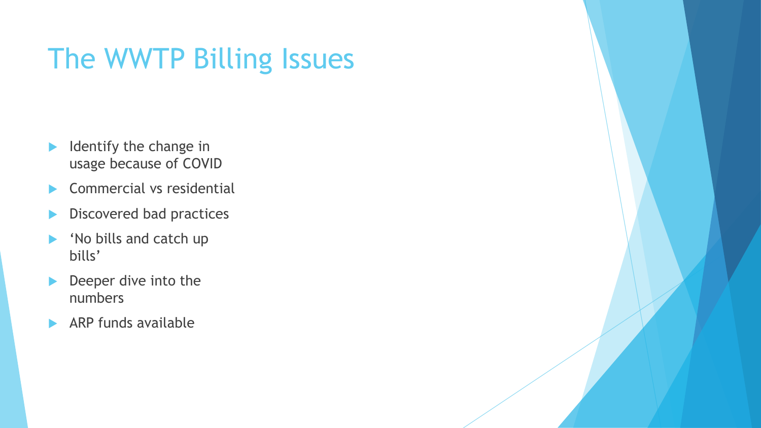# The WWTP Billing Issues

- Identify the change in usage because of COVID
- Commercial vs residential
- Discovered bad practices
- 'No bills and catch up bills'
- Deeper dive into the numbers
- ARP funds available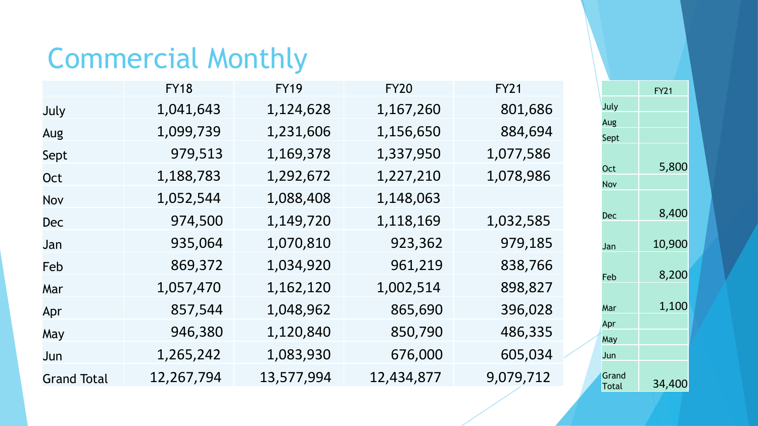# Commercial Monthly

| | FY18 | FY19 | FY20 | FY21 |
|---|---|---|---|---|
| July | 1,041,643 | 1,124,628 | 1,167,260 | 801,686 |
| Aug | 1,099,739 | 1,231,606 | 1,156,650 | 884,694 |
| Sept | 979,513 | 1,169,378 | 1,337,950 | 1,077,586 |
| Oct | 1,188,783 | 1,292,672 | 1,227,210 | 1,078,986 |
| Nov | 1,052,544 | 1,088,408 | 1,148,063 | |
| Dec | 974,500 | 1,149,720 | 1,118,169 | 1,032,585 |
| Jan | 935,064 | 1,070,810 | 923,362 | 979,185 |
| Feb | 869,372 | 1,034,920 | 961,219 | 838,766 |
| Mar | 1,057,470 | 1,162,120 | 1,002,514 | 898,827 |
| Apr | 857,544 | 1,048,962 | 865,690 | 396,028 |
| May | 946,380 | 1,120,840 | 850,790 | 486,335 |
| Jun | 1,265,242 | 1,083,930 | 676,000 | 605,034 |
| Grand Total | 12,267,794 | 13,577,994 | 12,434,877 | 9,079,712 |

| | FY21 |
|---|---|
| July | |
| Aug | |
| Sept | |
| Oct | 5,800 |
| Nov | |
| Dec | 8,400 |
| Jan | 10,900 |
| Feb | 8,200 |
| Mar | 1,100 |
| Apr | |
| May | |
| Jun | |
| Grand Total | 34,400 |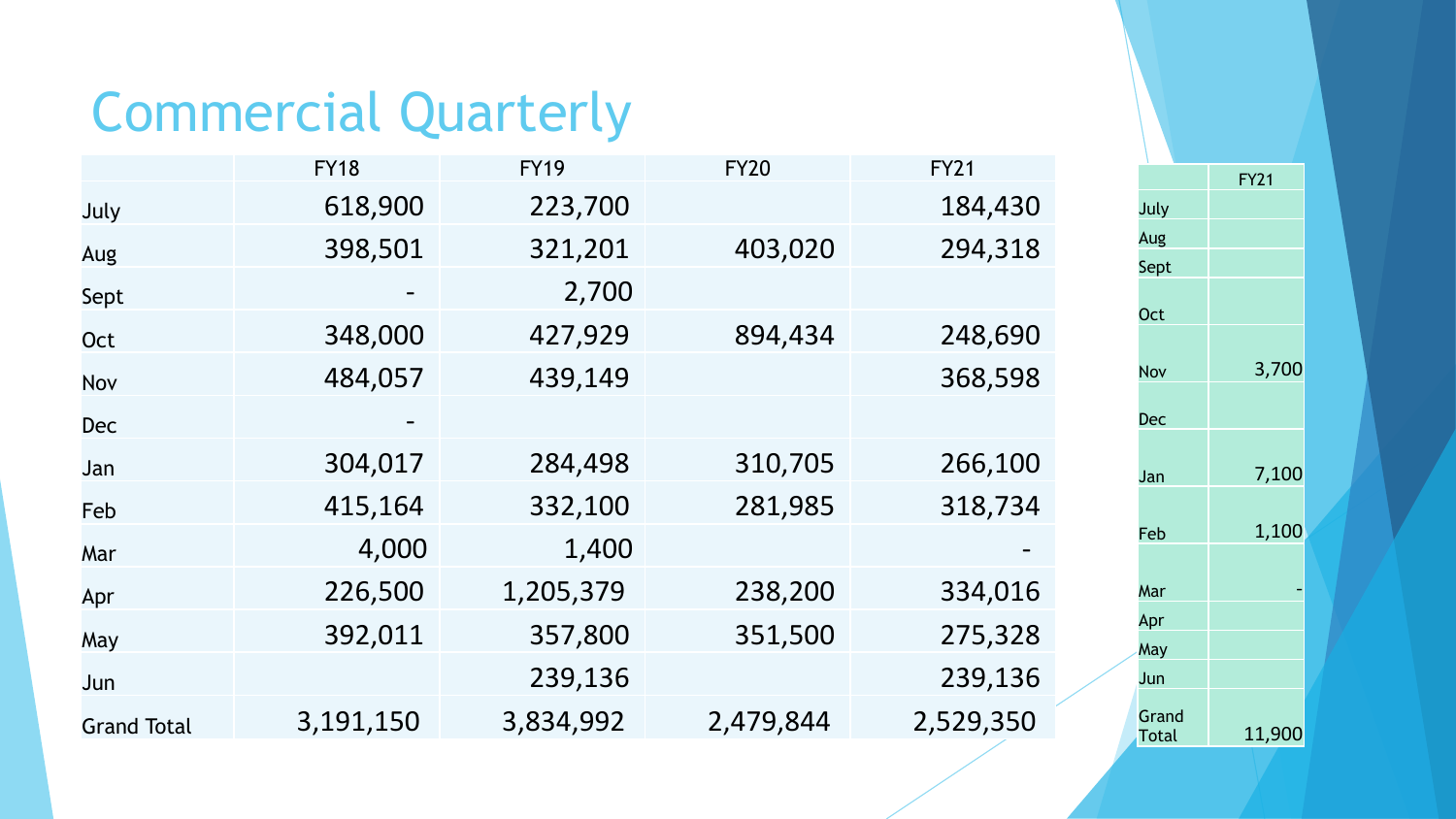# Commercial Quarterly

| | FY18 | FY19 | FY20 | FY21 |
|---|---|---|---|---|
| July | 618,900 | 223,700 | | 184,430 |
| Aug | 398,501 | 321,201 | 403,020 | 294,318 |
| Sept | - | 2,700 | | |
| Oct | 348,000 | 427,929 | 894,434 | 248,690 |
| Nov | 484,057 | 439,149 | | 368,598 |
| Dec | - | | | |
| Jan | 304,017 | 284,498 | 310,705 | 266,100 |
| Feb | 415,164 | 332,100 | 281,985 | 318,734 |
| Mar | 4,000 | 1,400 | | - |
| Apr | 226,500 | 1,205,379 | 238,200 | 334,016 |
| May | 392,011 | 357,800 | 351,500 | 275,328 |
| Jun | | 239,136 | | 239,136 |
| Grand Total | 3,191,150 | 3,834,992 | 2,479,844 | 2,529,350 |

| | FY21 |
|---|---|
| July | |
| Aug | |
| Sept | |
| Oct | |
| Nov | 3,700 |
| Dec | |
| Jan | 7,100 |
| Feb | 1,100 |
| Mar | - |
| Apr | |
| May | |
| Jun | |
| Grand Total | 11,900 |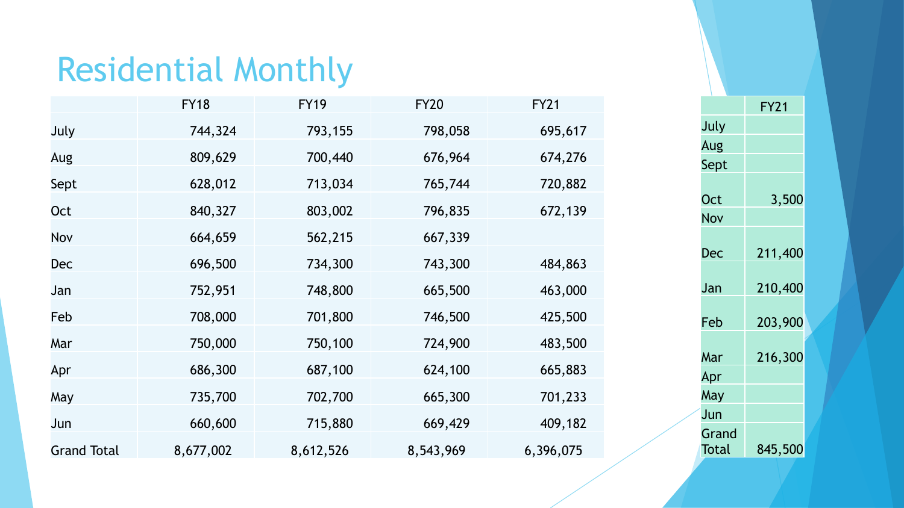# Residential Monthly

| | FY18 | FY19 | FY20 | FY21 |
|---|---|---|---|---|
| July | 744,324 | 793,155 | 798,058 | 695,617 |
| Aug | 809,629 | 700,440 | 676,964 | 674,276 |
| Sept | 628,012 | 713,034 | 765,744 | 720,882 |
| Oct | 840,327 | 803,002 | 796,835 | 672,139 |
| Nov | 664,659 | 562,215 | 667,339 | |
| Dec | 696,500 | 734,300 | 743,300 | 484,863 |
| Jan | 752,951 | 748,800 | 665,500 | 463,000 |
| Feb | 708,000 | 701,800 | 746,500 | 425,500 |
| Mar | 750,000 | 750,100 | 724,900 | 483,500 |
| Apr | 686,300 | 687,100 | 624,100 | 665,883 |
| May | 735,700 | 702,700 | 665,300 | 701,233 |
| Jun | 660,600 | 715,880 | 669,429 | 409,182 |
| Grand Total | 8,677,002 | 8,612,526 | 8,543,969 | 6,396,075 |

| | FY21 |
|---|---|
| July | |
| Aug | |
| Sept | |
| Oct | 3,500 |
| Nov | |
| Dec | 211,400 |
| Jan | 210,400 |
| Feb | 203,900 |
| Mar | 216,300 |
| Apr | |
| May | |
| Jun | |
| Grand Total | 845,500 |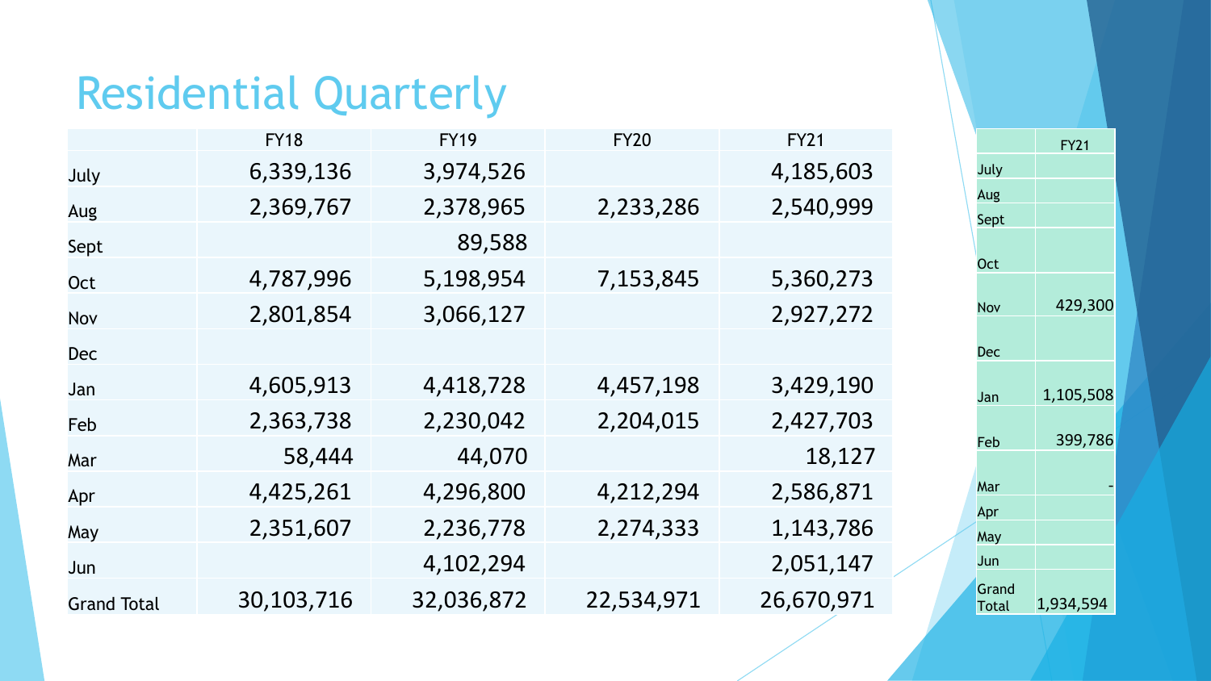# Residential Quarterly

| | FY18 | FY19 | FY20 | FY21 |
|---|---|---|---|---|
| July | 6,339,136 | 3,974,526 | | 4,185,603 |
| Aug | 2,369,767 | 2,378,965 | 2,233,286 | 2,540,999 |
| Sept | | 89,588 | | |
| Oct | 4,787,996 | 5,198,954 | 7,153,845 | 5,360,273 |
| Nov | 2,801,854 | 3,066,127 | | 2,927,272 |
| Dec | | | | |
| Jan | 4,605,913 | 4,418,728 | 4,457,198 | 3,429,190 |
| Feb | 2,363,738 | 2,230,042 | 2,204,015 | 2,427,703 |
| Mar | 58,444 | 44,070 | | 18,127 |
| Apr | 4,425,261 | 4,296,800 | 4,212,294 | 2,586,871 |
| May | 2,351,607 | 2,236,778 | 2,274,333 | 1,143,786 |
| Jun | | 4,102,294 | | 2,051,147 |
| Grand Total | 30,103,716 | 32,036,872 | 22,534,971 | 26,670,971 |

| | FY21 |
|---|---|
| July | |
| Aug | |
| Sept | |
| Oct | |
| Nov | 429,300 |
| Dec | |
| Jan | 1,105,508 |
| Feb | 399,786 |
| Mar | - |
| Apr | |
| May | |
| Jun | |
| Grand Total | 1,934,594 |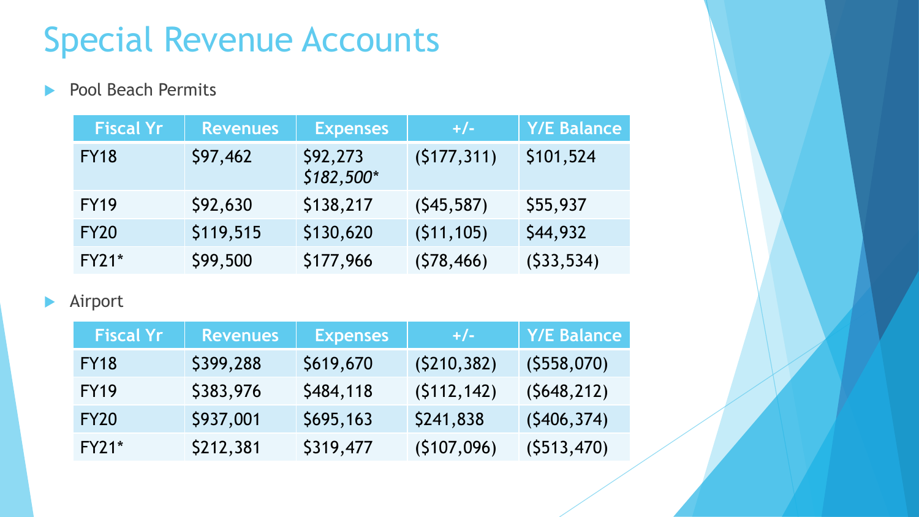# Special Revenue Accounts

- Pool Beach Permits

| Fiscal Yr | Revenues | Expenses | +/- | Y/E Balance |
|---|---|---|---|---|
| FY18 | $97,462 | $92,273 *$182,500** | ($177,311) | $101,524 |
| FY19 | $92,630 | $138,217 | ($45,587) | $55,937 |
| FY20 | $119,515 | $130,620 | ($11,105) | $44,932 |
| FY21* | $99,500 | $177,966 | ($78,466) | ($33,534) |

- Airport

| Fiscal Yr | Revenues | Expenses | +/- | Y/E Balance |
|---|---|---|---|---|
| FY18 | $399,288 | $619,670 | ($210,382) | ($558,070) |
| FY19 | $383,976 | $484,118 | ($112,142) | ($648,212) |
| FY20 | $937,001 | $695,163 | $241,838 | ($406,374) |
| FY21* | $212,381 | $319,477 | ($107,096) | ($513,470) |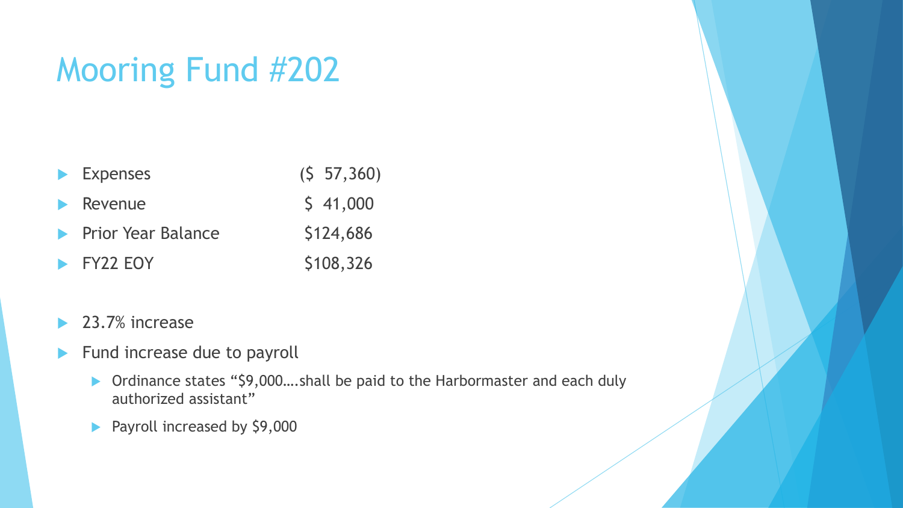# Mooring Fund #202

- Expenses ($ 57,360)
- Revenue $ 41,000
- Prior Year Balance $124,686
- FY22 EOY $108,326

- 23.7% increase
- Fund increase due to payroll
  - Ordinance states "$9,000….shall be paid to the Harbormaster and each duly authorized assistant"
  - Payroll increased by $9,000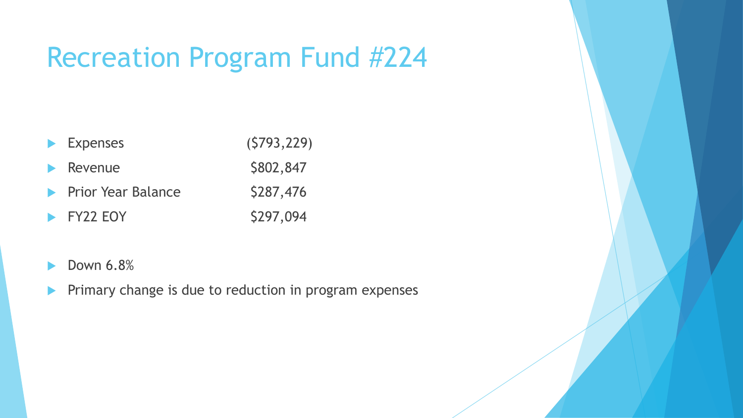# Recreation Program Fund #224

| | |
|---|---|
| Expenses | ($793,229) |
| Revenue | $802,847 |
| Prior Year Balance | $287,476 |
| FY22 EOY | $297,094 |

- Down 6.8%
- Primary change is due to reduction in program expenses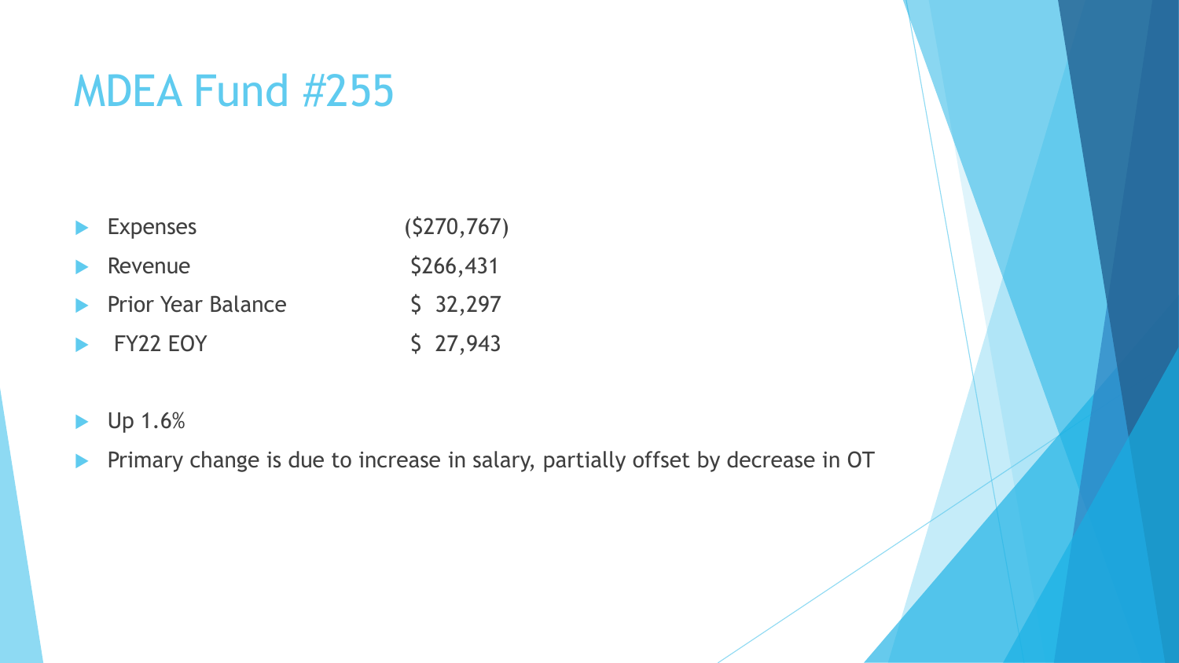# MDEA Fund #255

| | |
|---|---|
| Expenses | ($270,767) |
| Revenue | $266,431 |
| Prior Year Balance | $ 32,297 |
| FY22 EOY | $ 27,943 |

- Up 1.6%
- Primary change is due to increase in salary, partially offset by decrease in OT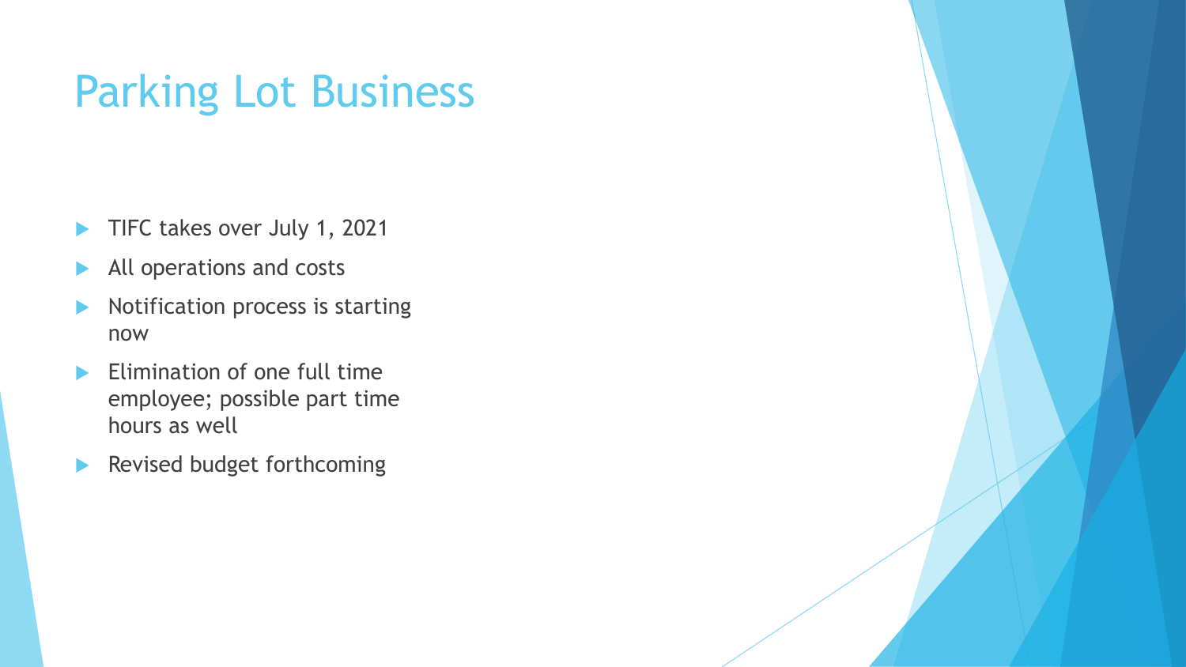# Parking Lot Business

- TIFC takes over July 1, 2021
- All operations and costs
- Notification process is starting now
- Elimination of one full time employee; possible part time hours as well
- Revised budget forthcoming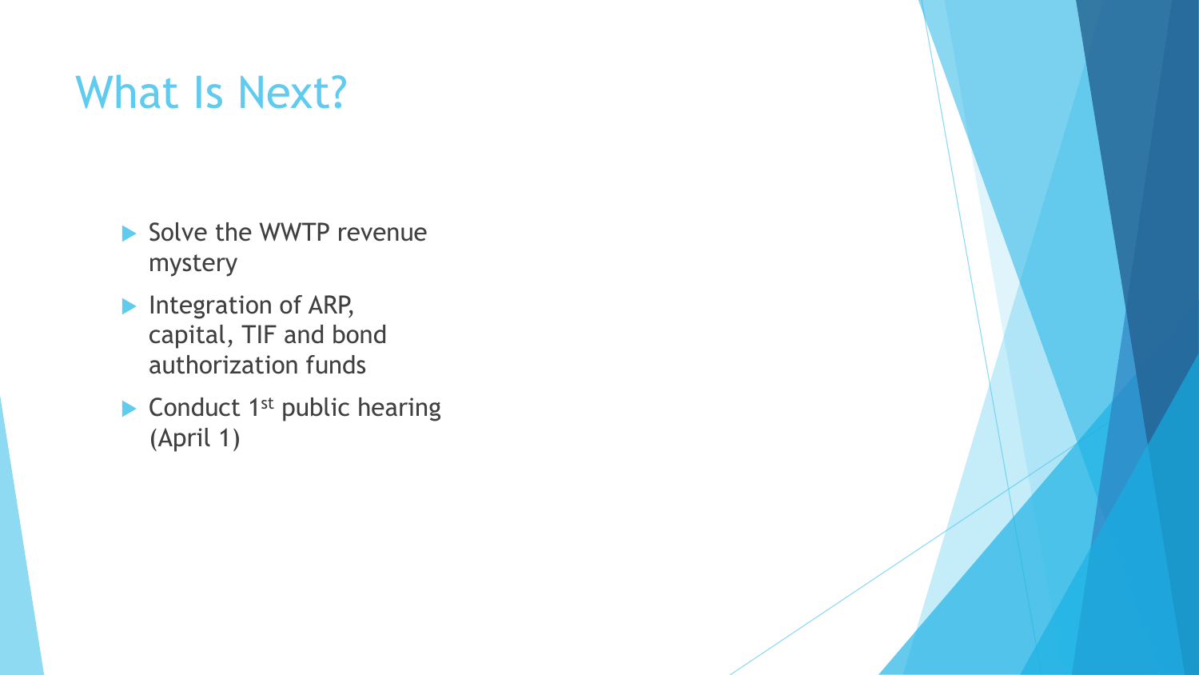# What Is Next?

- Solve the WWTP revenue mystery
- Integration of ARP, capital, TIF and bond authorization funds
- Conduct 1st public hearing (April 1)